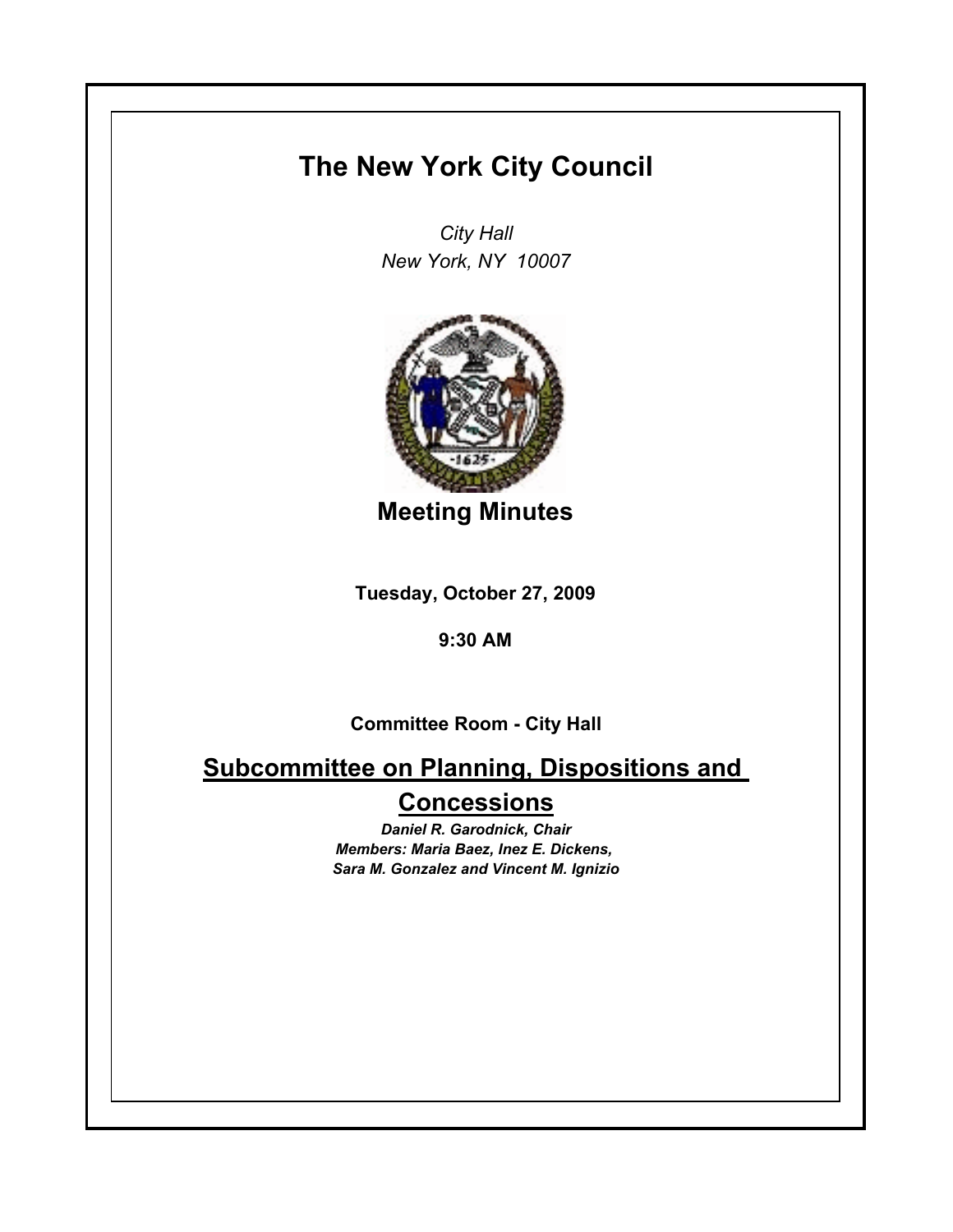# The New York City Council

*City Hall*
*New York, NY 10007*

## Meeting Minutes

**Tuesday, October 27, 2009**

**9:30 AM**

**Committee Room - City Hall**

## Subcommittee on Planning, Dispositions and Concessions

***Daniel R. Garodnick, Chair***
***Members: Maria Baez, Inez E. Dickens, Sara M. Gonzalez and Vincent M. Ignizio***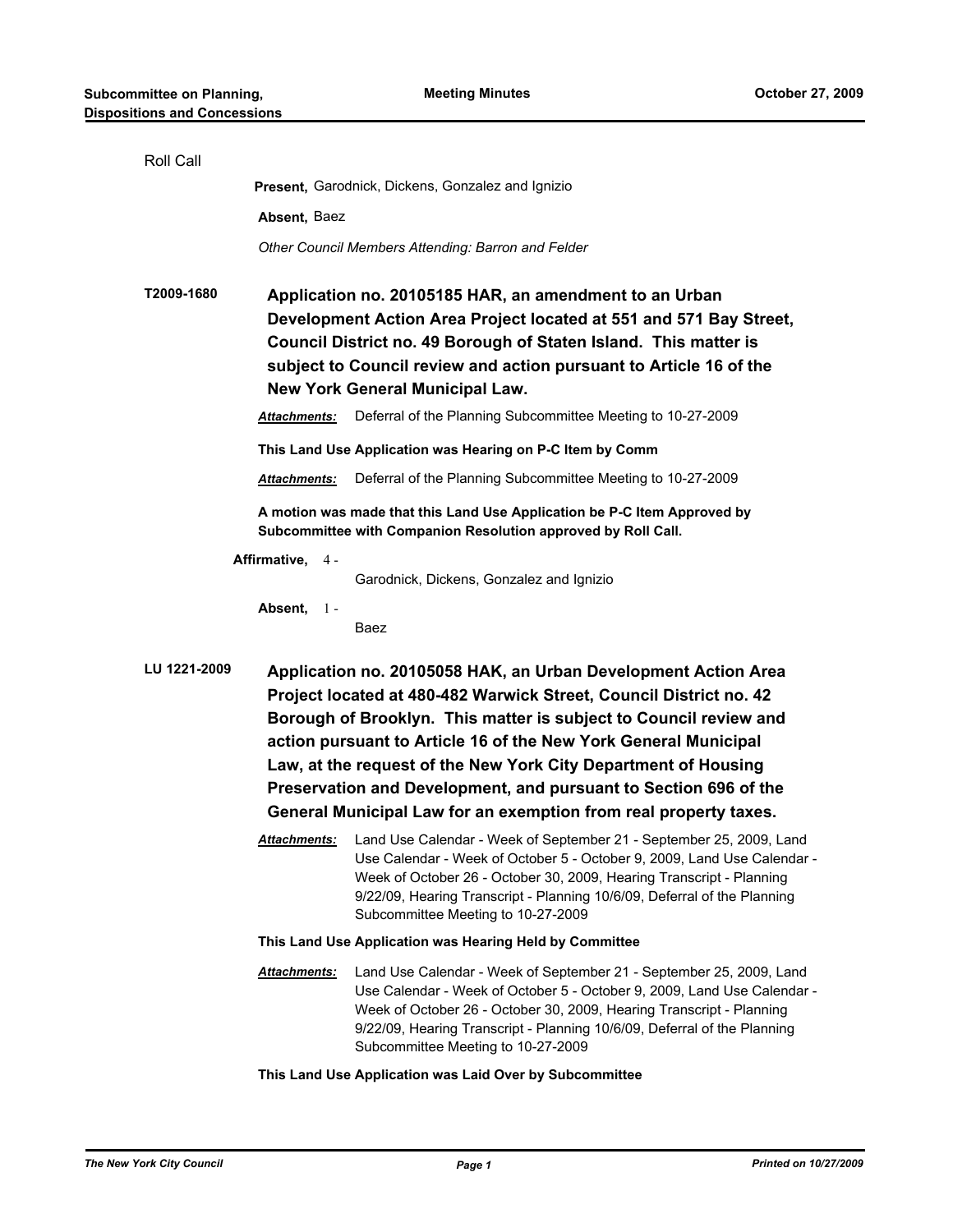Roll Call

**Present,** Garodnick, Dickens, Gonzalez and Ignizio

**Absent,** Baez

*Other Council Members Attending: Barron and Felder*

**T2009-1680** **Application no. 20105185 HAR, an amendment to an Urban Development Action Area Project located at 551 and 571 Bay Street, Council District no. 49 Borough of Staten Island. This matter is subject to Council review and action pursuant to Article 16 of the New York General Municipal Law.**

***Attachments:*** Deferral of the Planning Subcommittee Meeting to 10-27-2009

**This Land Use Application was Hearing on P-C Item by Comm**

***Attachments:*** Deferral of the Planning Subcommittee Meeting to 10-27-2009

**A motion was made that this Land Use Application be P-C Item Approved by Subcommittee with Companion Resolution approved by Roll Call.**

**Affirmative,** 4 - Garodnick, Dickens, Gonzalez and Ignizio

**Absent,** 1 - Baez

**LU 1221-2009** **Application no. 20105058 HAK, an Urban Development Action Area Project located at 480-482 Warwick Street, Council District no. 42 Borough of Brooklyn. This matter is subject to Council review and action pursuant to Article 16 of the New York General Municipal Law, at the request of the New York City Department of Housing Preservation and Development, and pursuant to Section 696 of the General Municipal Law for an exemption from real property taxes.**

***Attachments:*** Land Use Calendar - Week of September 21 - September 25, 2009, Land Use Calendar - Week of October 5 - October 9, 2009, Land Use Calendar - Week of October 26 - October 30, 2009, Hearing Transcript - Planning 9/22/09, Hearing Transcript - Planning 10/6/09, Deferral of the Planning Subcommittee Meeting to 10-27-2009

**This Land Use Application was Hearing Held by Committee**

***Attachments:*** Land Use Calendar - Week of September 21 - September 25, 2009, Land Use Calendar - Week of October 5 - October 9, 2009, Land Use Calendar - Week of October 26 - October 30, 2009, Hearing Transcript - Planning 9/22/09, Hearing Transcript - Planning 10/6/09, Deferral of the Planning Subcommittee Meeting to 10-27-2009

**This Land Use Application was Laid Over by Subcommittee**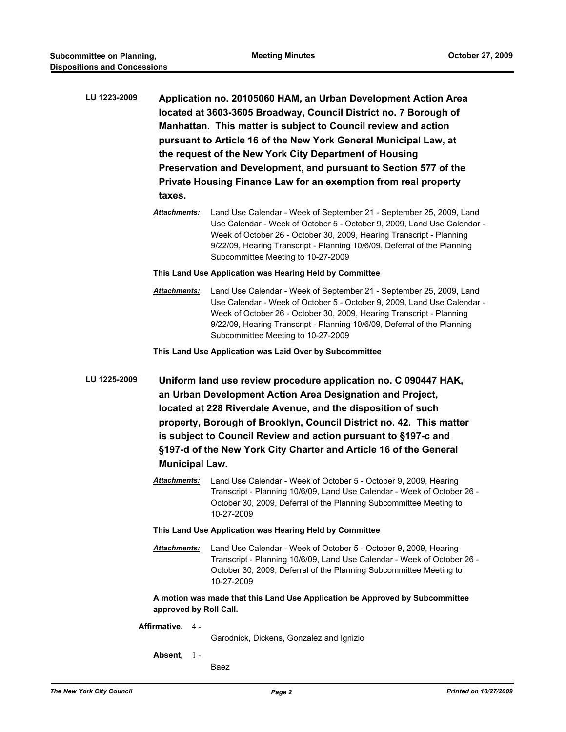**LU 1223-2009** **Application no. 20105060 HAM, an Urban Development Action Area located at 3603-3605 Broadway, Council District no. 7 Borough of Manhattan. This matter is subject to Council review and action pursuant to Article 16 of the New York General Municipal Law, at the request of the New York City Department of Housing Preservation and Development, and pursuant to Section 577 of the Private Housing Finance Law for an exemption from real property taxes.**

***Attachments:*** Land Use Calendar - Week of September 21 - September 25, 2009, Land Use Calendar - Week of October 5 - October 9, 2009, Land Use Calendar - Week of October 26 - October 30, 2009, Hearing Transcript - Planning 9/22/09, Hearing Transcript - Planning 10/6/09, Deferral of the Planning Subcommittee Meeting to 10-27-2009

**This Land Use Application was Hearing Held by Committee**

***Attachments:*** Land Use Calendar - Week of September 21 - September 25, 2009, Land Use Calendar - Week of October 5 - October 9, 2009, Land Use Calendar - Week of October 26 - October 30, 2009, Hearing Transcript - Planning 9/22/09, Hearing Transcript - Planning 10/6/09, Deferral of the Planning Subcommittee Meeting to 10-27-2009

**This Land Use Application was Laid Over by Subcommittee**

**LU 1225-2009** **Uniform land use review procedure application no. C 090447 HAK, an Urban Development Action Area Designation and Project, located at 228 Riverdale Avenue, and the disposition of such property, Borough of Brooklyn, Council District no. 42. This matter is subject to Council Review and action pursuant to §197-c and §197-d of the New York City Charter and Article 16 of the General Municipal Law.**

***Attachments:*** Land Use Calendar - Week of October 5 - October 9, 2009, Hearing Transcript - Planning 10/6/09, Land Use Calendar - Week of October 26 - October 30, 2009, Deferral of the Planning Subcommittee Meeting to 10-27-2009

**This Land Use Application was Hearing Held by Committee**

***Attachments:*** Land Use Calendar - Week of October 5 - October 9, 2009, Hearing Transcript - Planning 10/6/09, Land Use Calendar - Week of October 26 - October 30, 2009, Deferral of the Planning Subcommittee Meeting to 10-27-2009

**A motion was made that this Land Use Application be Approved by Subcommittee approved by Roll Call.**

**Affirmative,** 4 - Garodnick, Dickens, Gonzalez and Ignizio

**Absent,** 1 - Baez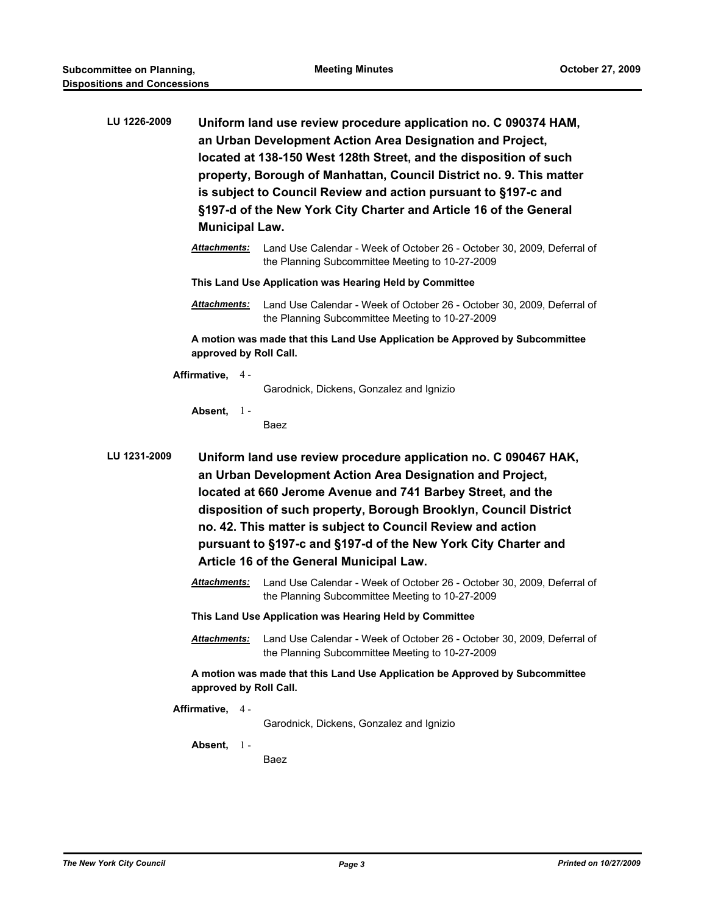**LU 1226-2009** **Uniform land use review procedure application no. C 090374 HAM, an Urban Development Action Area Designation and Project, located at 138-150 West 128th Street, and the disposition of such property, Borough of Manhattan, Council District no. 9. This matter is subject to Council Review and action pursuant to §197-c and §197-d of the New York City Charter and Article 16 of the General Municipal Law.**

***Attachments:*** Land Use Calendar - Week of October 26 - October 30, 2009, Deferral of the Planning Subcommittee Meeting to 10-27-2009

**This Land Use Application was Hearing Held by Committee**

***Attachments:*** Land Use Calendar - Week of October 26 - October 30, 2009, Deferral of the Planning Subcommittee Meeting to 10-27-2009

**A motion was made that this Land Use Application be Approved by Subcommittee approved by Roll Call.**

**Affirmative,** 4 - Garodnick, Dickens, Gonzalez and Ignizio

**Absent,** 1 - Baez

**LU 1231-2009** **Uniform land use review procedure application no. C 090467 HAK, an Urban Development Action Area Designation and Project, located at 660 Jerome Avenue and 741 Barbey Street, and the disposition of such property, Borough Brooklyn, Council District no. 42. This matter is subject to Council Review and action pursuant to §197-c and §197-d of the New York City Charter and Article 16 of the General Municipal Law.**

***Attachments:*** Land Use Calendar - Week of October 26 - October 30, 2009, Deferral of the Planning Subcommittee Meeting to 10-27-2009

**This Land Use Application was Hearing Held by Committee**

***Attachments:*** Land Use Calendar - Week of October 26 - October 30, 2009, Deferral of the Planning Subcommittee Meeting to 10-27-2009

**A motion was made that this Land Use Application be Approved by Subcommittee approved by Roll Call.**

**Affirmative,** 4 - Garodnick, Dickens, Gonzalez and Ignizio

**Absent,** 1 - Baez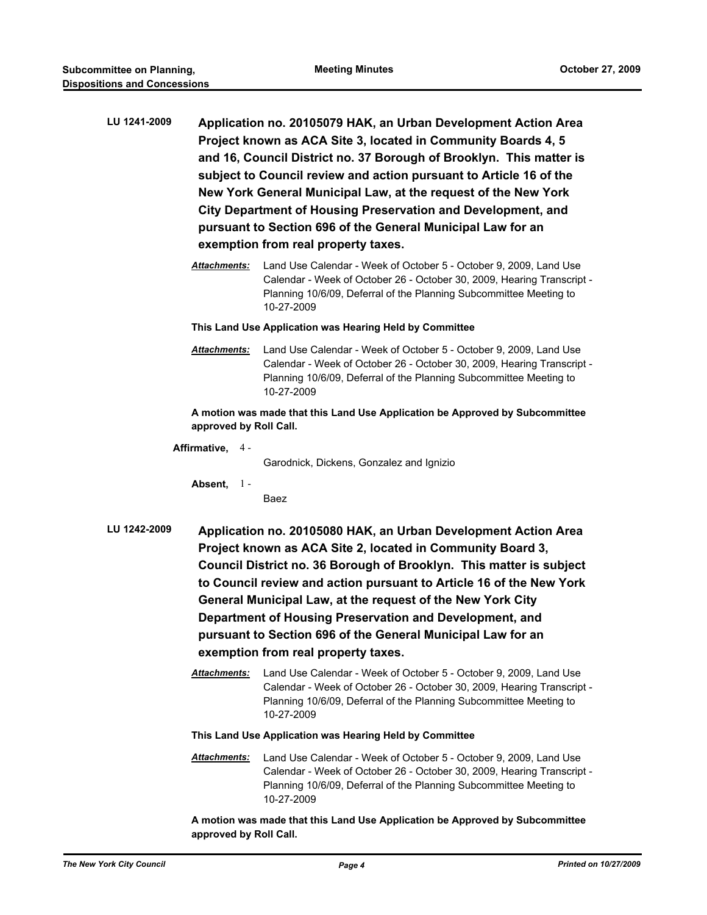**LU 1241-2009** **Application no. 20105079 HAK, an Urban Development Action Area Project known as ACA Site 3, located in Community Boards 4, 5 and 16, Council District no. 37 Borough of Brooklyn. This matter is subject to Council review and action pursuant to Article 16 of the New York General Municipal Law, at the request of the New York City Department of Housing Preservation and Development, and pursuant to Section 696 of the General Municipal Law for an exemption from real property taxes.**

***Attachments:*** Land Use Calendar - Week of October 5 - October 9, 2009, Land Use Calendar - Week of October 26 - October 30, 2009, Hearing Transcript - Planning 10/6/09, Deferral of the Planning Subcommittee Meeting to 10-27-2009

**This Land Use Application was Hearing Held by Committee**

***Attachments:*** Land Use Calendar - Week of October 5 - October 9, 2009, Land Use Calendar - Week of October 26 - October 30, 2009, Hearing Transcript - Planning 10/6/09, Deferral of the Planning Subcommittee Meeting to 10-27-2009

**A motion was made that this Land Use Application be Approved by Subcommittee approved by Roll Call.**

**Affirmative,** 4 - Garodnick, Dickens, Gonzalez and Ignizio

**Absent,** 1 - Baez

**LU 1242-2009** **Application no. 20105080 HAK, an Urban Development Action Area Project known as ACA Site 2, located in Community Board 3, Council District no. 36 Borough of Brooklyn. This matter is subject to Council review and action pursuant to Article 16 of the New York General Municipal Law, at the request of the New York City Department of Housing Preservation and Development, and pursuant to Section 696 of the General Municipal Law for an exemption from real property taxes.**

***Attachments:*** Land Use Calendar - Week of October 5 - October 9, 2009, Land Use Calendar - Week of October 26 - October 30, 2009, Hearing Transcript - Planning 10/6/09, Deferral of the Planning Subcommittee Meeting to 10-27-2009

**This Land Use Application was Hearing Held by Committee**

***Attachments:*** Land Use Calendar - Week of October 5 - October 9, 2009, Land Use Calendar - Week of October 26 - October 30, 2009, Hearing Transcript - Planning 10/6/09, Deferral of the Planning Subcommittee Meeting to 10-27-2009

**A motion was made that this Land Use Application be Approved by Subcommittee approved by Roll Call.**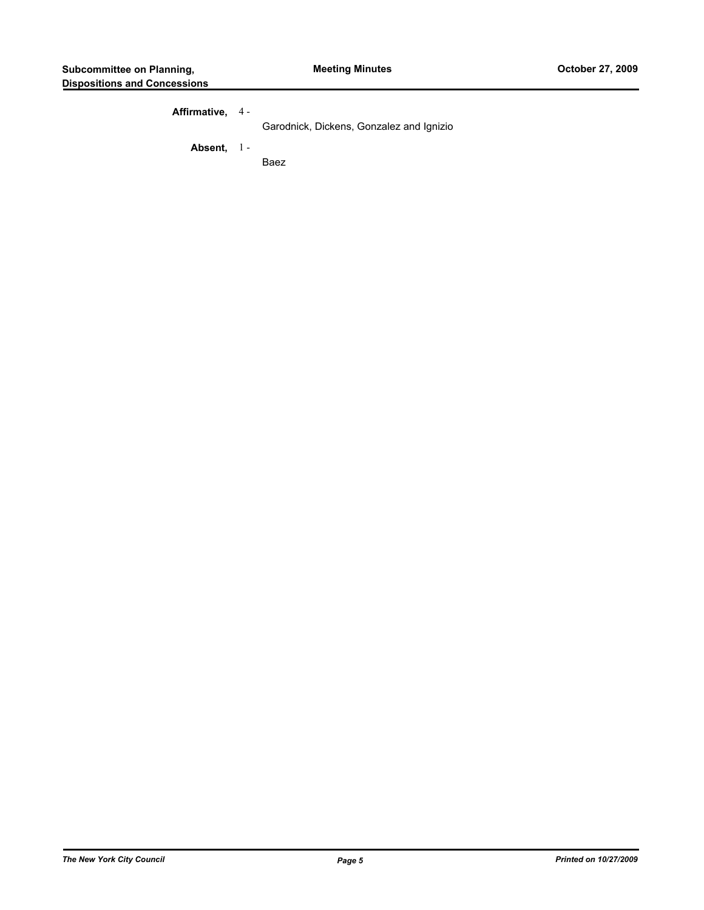**Affirmative,** 4 -

Garodnick, Dickens, Gonzalez and Ignizio

**Absent,** 1 -

Baez